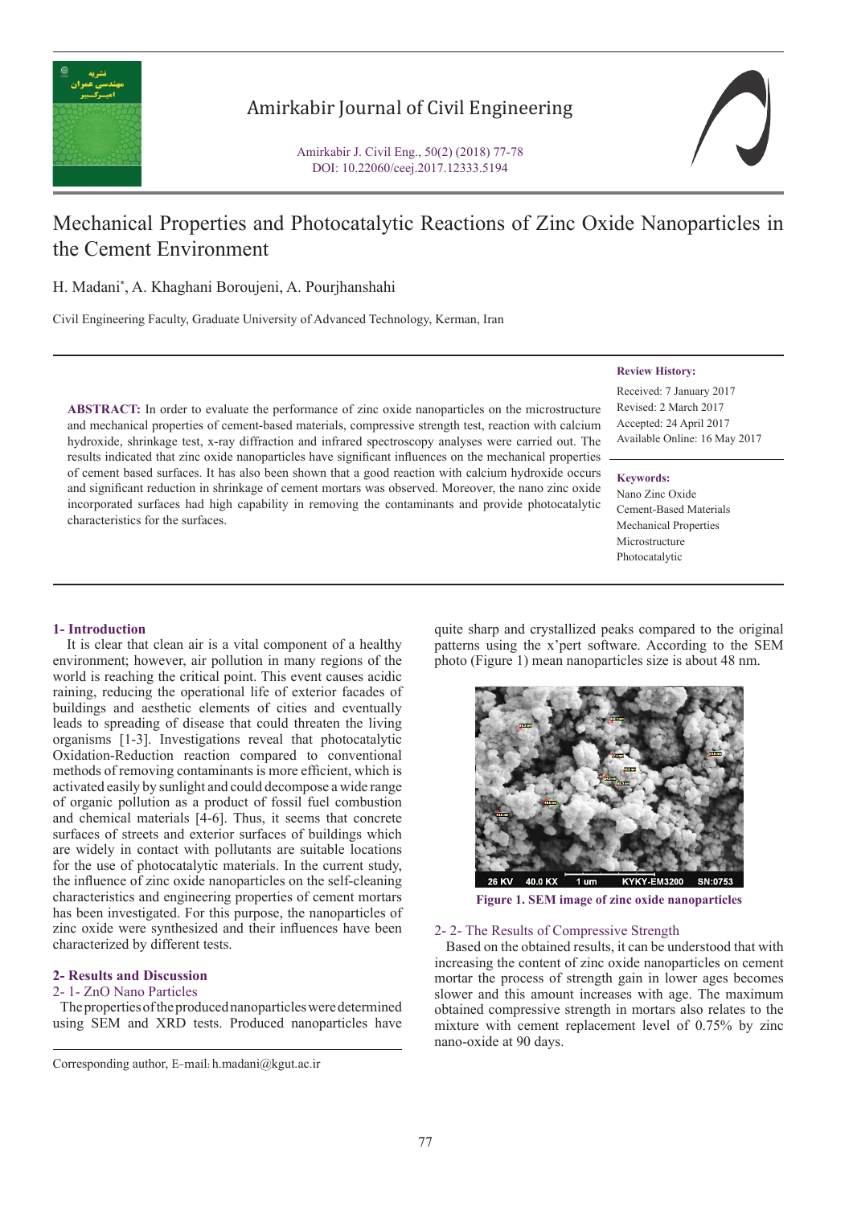# Mechanical Properties and Photocatalytic Reactions of Zinc Oxide Nanoparticles in the Cement Environment

H. Madani*, A. Khaghani Boroujeni, A. Pourjhanshahi

Civil Engineering Faculty, Graduate University of Advanced Technology, Kerman, Iran

**Review History:**

Received: 7 January 2017
Revised: 2 March 2017
Accepted: 24 April 2017
Available Online: 16 May 2017

**Keywords:**

Nano Zinc Oxide
Cement-Based Materials
Mechanical Properties
Microstructure
Photocatalytic

**ABSTRACT:** In order to evaluate the performance of zinc oxide nanoparticles on the microstructure and mechanical properties of cement-based materials, compressive strength test, reaction with calcium hydroxide, shrinkage test, x-ray diffraction and infrared spectroscopy analyses were carried out. The results indicated that zinc oxide nanoparticles have significant influences on the mechanical properties of cement based surfaces. It has also been shown that a good reaction with calcium hydroxide occurs and significant reduction in shrinkage of cement mortars was observed. Moreover, the nano zinc oxide incorporated surfaces had high capability in removing the contaminants and provide photocatalytic characteristics for the surfaces.

## 1- Introduction

It is clear that clean air is a vital component of a healthy environment; however, air pollution in many regions of the world is reaching the critical point. This event causes acidic raining, reducing the operational life of exterior facades of buildings and aesthetic elements of cities and eventually leads to spreading of disease that could threaten the living organisms [1-3]. Investigations reveal that photocatalytic Oxidation-Reduction reaction compared to conventional methods of removing contaminants is more efficient, which is activated easily by sunlight and could decompose a wide range of organic pollution as a product of fossil fuel combustion and chemical materials [4-6]. Thus, it seems that concrete surfaces of streets and exterior surfaces of buildings which are widely in contact with pollutants are suitable locations for the use of photocatalytic materials. In the current study, the influence of zinc oxide nanoparticles on the self-cleaning characteristics and engineering properties of cement mortars has been investigated. For this purpose, the nanoparticles of zinc oxide were synthesized and their influences have been characterized by different tests.

## 2- Results and Discussion

### 2- 1- ZnO Nano Particles

The properties of the produced nanoparticles were determined using SEM and XRD tests. Produced nanoparticles have quite sharp and crystallized peaks compared to the original patterns using the x'pert software. According to the SEM photo (Figure 1) mean nanoparticles size is about 48 nm.

**Figure 1. SEM image of zinc oxide nanoparticles**

### 2- 2- The Results of Compressive Strength

Based on the obtained results, it can be understood that with increasing the content of zinc oxide nanoparticles on cement mortar the process of strength gain in lower ages becomes slower and this amount increases with age. The maximum obtained compressive strength in mortars also relates to the mixture with cement replacement level of 0.75% by zinc nano-oxide at 90 days.

Corresponding author, E-mail: h.madani@kgut.ac.ir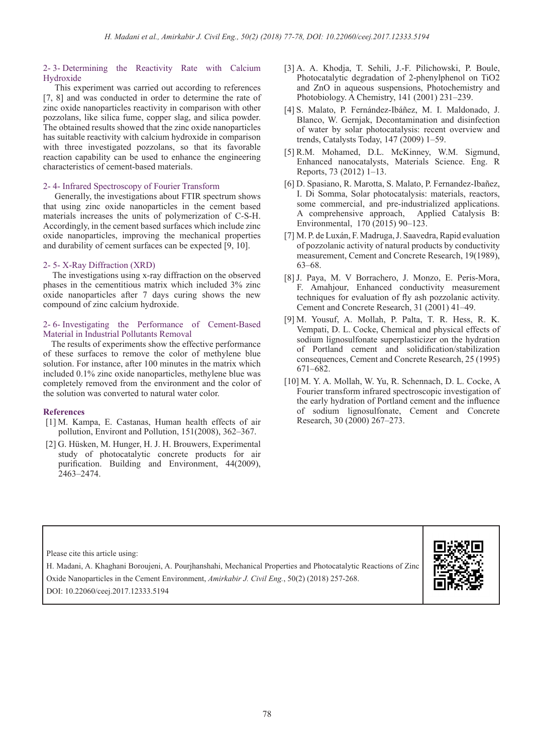### 2- 3- Determining the Reactivity Rate with Calcium Hydroxide

This experiment was carried out according to references [7, 8] and was conducted in order to determine the rate of zinc oxide nanoparticles reactivity in comparison with other pozzolans, like silica fume, copper slag, and silica powder. The obtained results showed that the zinc oxide nanoparticles has suitable reactivity with calcium hydroxide in comparison with three investigated pozzolans, so that its favorable reaction capability can be used to enhance the engineering characteristics of cement-based materials.

### 2- 4- Infrared Spectroscopy of Fourier Transform

Generally, the investigations about FTIR spectrum shows that using zinc oxide nanoparticles in the cement based materials increases the units of polymerization of C-S-H. Accordingly, in the cement based surfaces which include zinc oxide nanoparticles, improving the mechanical properties and durability of cement surfaces can be expected [9, 10].

### 2- 5- X-Ray Diffraction (XRD)

The investigations using x-ray diffraction on the observed phases in the cementitious matrix which included 3% zinc oxide nanoparticles after 7 days curing shows the new compound of zinc calcium hydroxide.

### 2- 6- Investigating the Performance of Cement-Based Material in Industrial Pollutants Removal

The results of experiments show the effective performance of these surfaces to remove the color of methylene blue solution. For instance, after 100 minutes in the matrix which included 0.1% zinc oxide nanoparticles, methylene blue was completely removed from the environment and the color of the solution was converted to natural water color.

### References

[1] M. Kampa, E. Castanas, Human health effects of air pollution, Environt and Pollution, 151(2008), 362–367.

[2] G. Hüsken, M. Hunger, H. J. H. Brouwers, Experimental study of photocatalytic concrete products for air purification. Building and Environment, 44(2009), 2463–2474.

[3] A. A. Khodja, T. Sehili, J.-F. Pilichowski, P. Boule, Photocatalytic degradation of 2-phenylphenol on TiO2 and ZnO in aqueous suspensions, Photochemistry and Photobiology. A Chemistry, 141 (2001) 231–239.

[4] S. Malato, P. Fernández-Ibáñez, M. I. Maldonado, J. Blanco, W. Gernjak, Decontamination and disinfection of water by solar photocatalysis: recent overview and trends, Catalysts Today, 147 (2009) 1–59.

[5] R.M. Mohamed, D.L. McKinney, W.M. Sigmund, Enhanced nanocatalysts, Materials Science. Eng. R Reports, 73 (2012) 1–13.

[6] D. Spasiano, R. Marotta, S. Malato, P. Fernandez-Ibañez, I. Di Somma, Solar photocatalysis: materials, reactors, some commercial, and pre-industrialized applications. A comprehensive approach, Applied Catalysis B: Environmental, 170 (2015) 90–123.

[7] M. P. de Luxán, F. Madruga, J. Saavedra, Rapid evaluation of pozzolanic activity of natural products by conductivity measurement, Cement and Concrete Research, 19(1989), 63–68.

[8] J. Paya, M. V Borrachero, J. Monzo, E. Peris-Mora, F. Amahjour, Enhanced conductivity measurement techniques for evaluation of fly ash pozzolanic activity. Cement and Concrete Research, 31 (2001) 41–49.

[9] M. Yousuf, A. Mollah, P. Palta, T. R. Hess, R. K. Vempati, D. L. Cocke, Chemical and physical effects of sodium lignosulfonate superplasticizer on the hydration of Portland cement and solidification/stabilization consequences, Cement and Concrete Research, 25 (1995) 671–682.

[10] M. Y. A. Mollah, W. Yu, R. Schennach, D. L. Cocke, A Fourier transform infrared spectroscopic investigation of the early hydration of Portland cement and the influence of sodium lignosulfonate, Cement and Concrete Research, 30 (2000) 267–273.

Please cite this article using:

H. Madani, A. Khaghani Boroujeni, A. Pourjhanshahi, Mechanical Properties and Photocatalytic Reactions of Zinc Oxide Nanoparticles in the Cement Environment, *Amirkabir J. Civil Eng.*, 50(2) (2018) 257-268.

DOI: 10.22060/ceej.2017.12333.5194